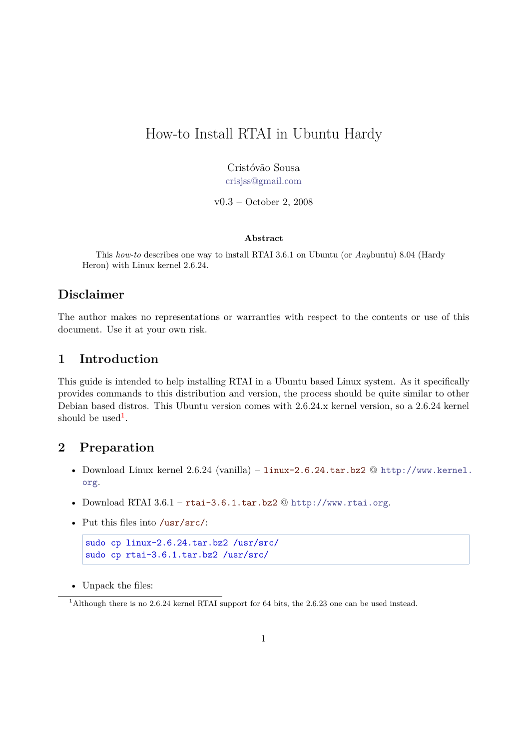// How-to Install RTAI in Ubuntu Hardy

Cristóvão Sousa
crisjss@gmail.com

v0.3 – October 2, 2008

**Abstract**

This *how-to* describes one way to install RTAI 3.6.1 on Ubuntu (or *Any*buntu) 8.04 (Hardy Heron) with Linux kernel 2.6.24.

## Disclaimer

The author makes no representations or warranties with respect to the contents or use of this document. Use it at your own risk.

## 1 Introduction

This guide is intended to help installing RTAI in a Ubuntu based Linux system. As it specifically provides commands to this distribution and version, the process should be quite similar to other Debian based distros. This Ubuntu version comes with 2.6.24.x kernel version, so a 2.6.24 kernel should be used[1].

## 2 Preparation

- Download Linux kernel 2.6.24 (vanilla) – `linux-2.6.24.tar.bz2` @ `http://www.kernel.org`.
- Download RTAI 3.6.1 – `rtai-3.6.1.tar.bz2` @ `http://www.rtai.org`.
- Put this files into `/usr/src/`:

```
sudo cp linux-2.6.24.tar.bz2 /usr/src/
sudo cp rtai-3.6.1.tar.bz2 /usr/src/
```

- Unpack the files:

[1] Although there is no 2.6.24 kernel RTAI support for 64 bits, the 2.6.23 one can be used instead.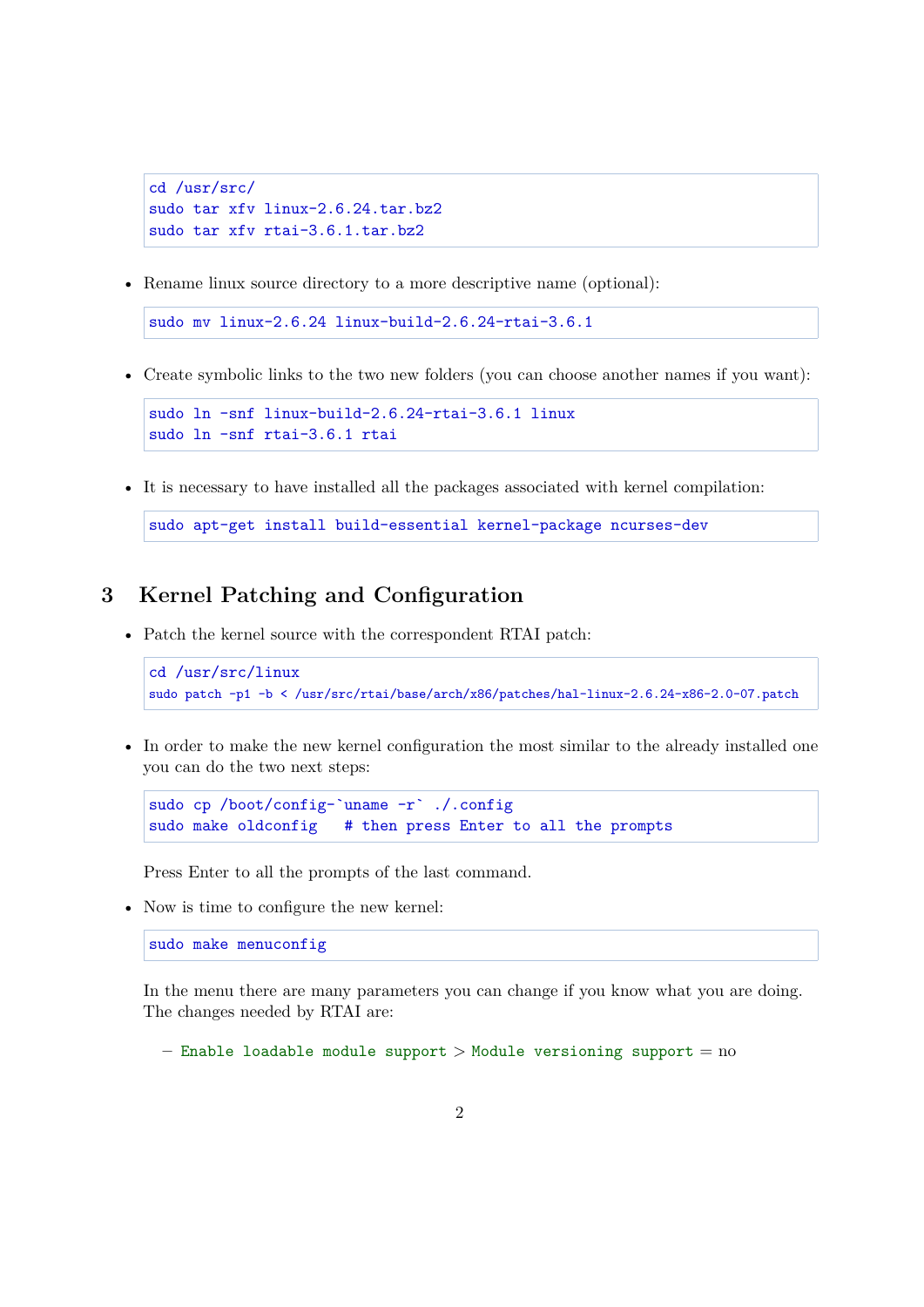```
cd /usr/src/
sudo tar xfv linux-2.6.24.tar.bz2
sudo tar xfv rtai-3.6.1.tar.bz2
```

- Rename linux source directory to a more descriptive name (optional):

```
sudo mv linux-2.6.24 linux-build-2.6.24-rtai-3.6.1
```

- Create symbolic links to the two new folders (you can choose another names if you want):

```
sudo ln -snf linux-build-2.6.24-rtai-3.6.1 linux
sudo ln -snf rtai-3.6.1 rtai
```

- It is necessary to have installed all the packages associated with kernel compilation:

```
sudo apt-get install build-essential kernel-package ncurses-dev
```

## 3 Kernel Patching and Configuration

- Patch the kernel source with the correspondent RTAI patch:

```
cd /usr/src/linux
sudo patch -p1 -b < /usr/src/rtai/base/arch/x86/patches/hal-linux-2.6.24-x86-2.0-07.patch
```

- In order to make the new kernel configuration the most similar to the already installed one you can do the two next steps:

```
sudo cp /boot/config-`uname -r` ./.config
sudo make oldconfig   # then press Enter to all the prompts
```

  Press Enter to all the prompts of the last command.

- Now is time to configure the new kernel:

```
sudo make menuconfig
```

  In the menu there are many parameters you can change if you know what you are doing. The changes needed by RTAI are:

  - `Enable loadable module support` > `Module versioning support` = no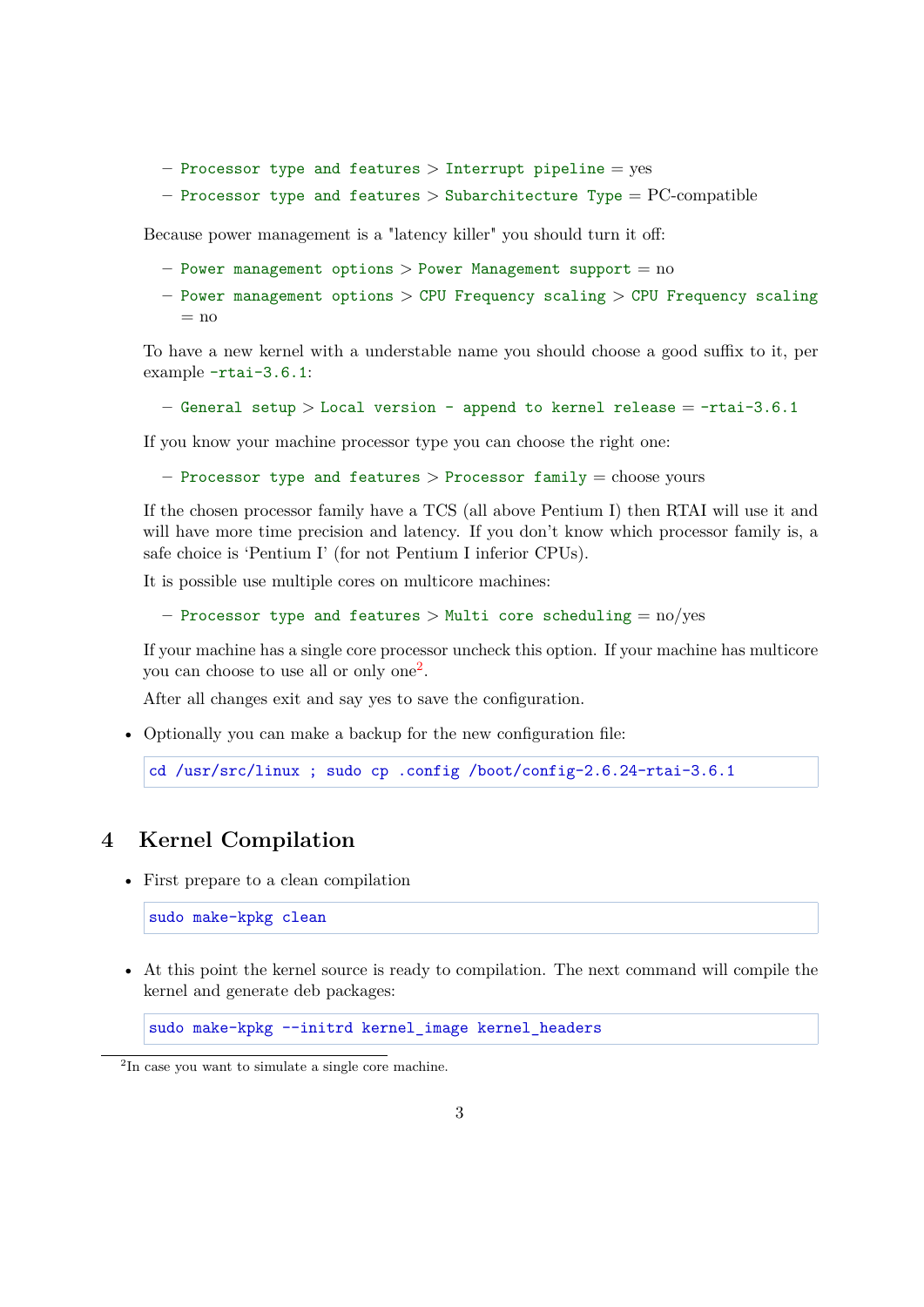- `Processor type and features > Interrupt pipeline` = yes
  - `Processor type and features > Subarchitecture Type` = PC-compatible

  Because power management is a "latency killer" you should turn it off:

  - `Power management options > Power Management support` = no
  - `Power management options > CPU Frequency scaling > CPU Frequency scaling` = no

  To have a new kernel with a understable name you should choose a good suffix to it, per example `-rtai-3.6.1`:

  - `General setup > Local version - append to kernel release` = `-rtai-3.6.1`

  If you know your machine processor type you can choose the right one:

  - `Processor type and features > Processor family` = choose yours

  If the chosen processor family have a TCS (all above Pentium I) then RTAI will use it and will have more time precision and latency. If you don't know which processor family is, a safe choice is 'Pentium I' (for not Pentium I inferior CPUs).

  It is possible use multiple cores on multicore machines:

  - `Processor type and features > Multi core scheduling` = no/yes

  If your machine has a single core processor uncheck this option. If your machine has multicore you can choose to use all or only one[2].

  After all changes exit and say yes to save the configuration.

- Optionally you can make a backup for the new configuration file:

```
cd /usr/src/linux ; sudo cp .config /boot/config-2.6.24-rtai-3.6.1
```

# 4 Kernel Compilation

- First prepare to a clean compilation

```
sudo make-kpkg clean
```

- At this point the kernel source is ready to compilation. The next command will compile the kernel and generate deb packages:

```
sudo make-kpkg --initrd kernel_image kernel_headers
```

[2] In case you want to simulate a single core machine.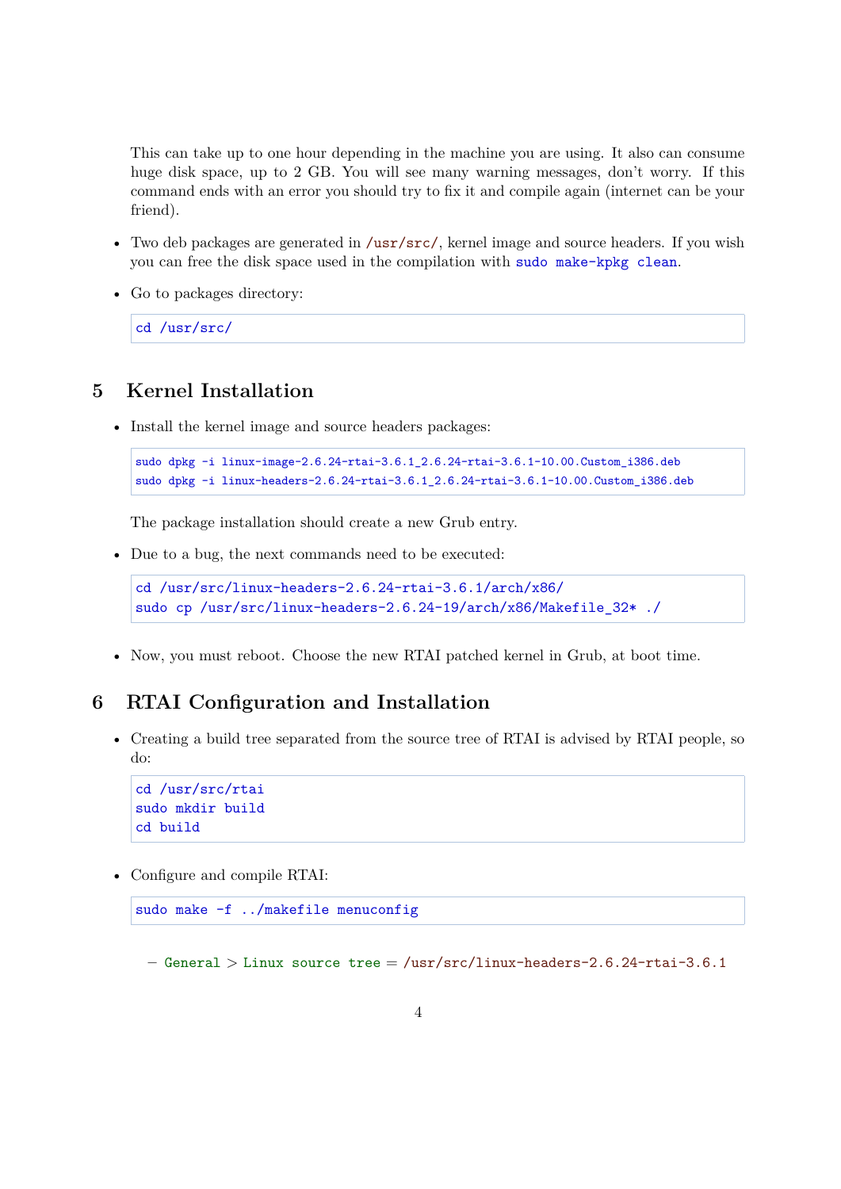This can take up to one hour depending in the machine you are using. It also can consume huge disk space, up to 2 GB. You will see many warning messages, don't worry. If this command ends with an error you should try to fix it and compile again (internet can be your friend).

- Two deb packages are generated in `/usr/src/`, kernel image and source headers. If you wish you can free the disk space used in the compilation with `sudo make-kpkg clean`.
- Go to packages directory:

```
cd /usr/src/
```

## 5 Kernel Installation

- Install the kernel image and source headers packages:

```
sudo dpkg -i linux-image-2.6.24-rtai-3.6.1_2.6.24-rtai-3.6.1-10.00.Custom_i386.deb
sudo dpkg -i linux-headers-2.6.24-rtai-3.6.1_2.6.24-rtai-3.6.1-10.00.Custom_i386.deb
```

  The package installation should create a new Grub entry.

- Due to a bug, the next commands need to be executed:

```
cd /usr/src/linux-headers-2.6.24-rtai-3.6.1/arch/x86/
sudo cp /usr/src/linux-headers-2.6.24-19/arch/x86/Makefile_32* ./
```

- Now, you must reboot. Choose the new RTAI patched kernel in Grub, at boot time.

## 6 RTAI Configuration and Installation

- Creating a build tree separated from the source tree of RTAI is advised by RTAI people, so do:

```
cd /usr/src/rtai
sudo mkdir build
cd build
```

- Configure and compile RTAI:

```
sudo make -f ../makefile menuconfig
```

  – `General` > `Linux source tree` = `/usr/src/linux-headers-2.6.24-rtai-3.6.1`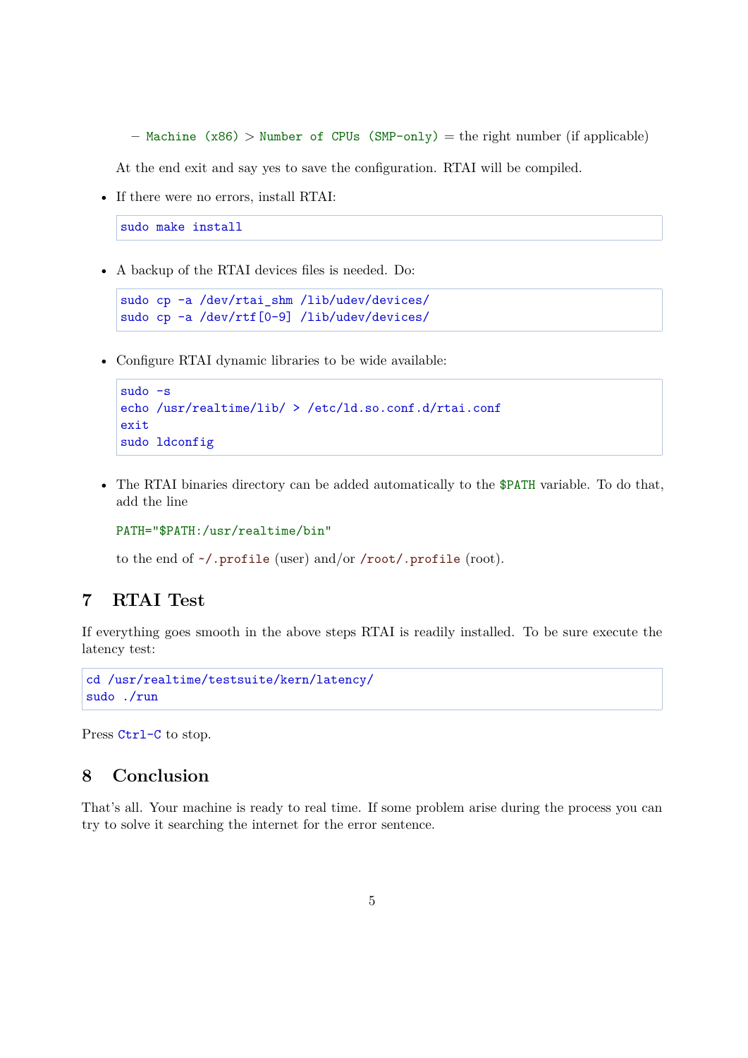- `Machine (x86)` > `Number of CPUs (SMP-only)` = the right number (if applicable)

  At the end exit and say yes to save the configuration. RTAI will be compiled.

- If there were no errors, install RTAI:

```
sudo make install
```

- A backup of the RTAI devices files is needed. Do:

```
sudo cp -a /dev/rtai_shm /lib/udev/devices/
sudo cp -a /dev/rtf[0-9] /lib/udev/devices/
```

- Configure RTAI dynamic libraries to be wide available:

```
sudo -s
echo /usr/realtime/lib/ > /etc/ld.so.conf.d/rtai.conf
exit
sudo ldconfig
```

- The RTAI binaries directory can be added automatically to the `$PATH` variable. To do that, add the line

  `PATH="$PATH:/usr/realtime/bin"`

  to the end of `~/.profile` (user) and/or `/root/.profile` (root).

# 7 RTAI Test

If everything goes smooth in the above steps RTAI is readily installed. To be sure execute the latency test:

```
cd /usr/realtime/testsuite/kern/latency/
sudo ./run
```

Press `Ctrl-C` to stop.

# 8 Conclusion

That's all. Your machine is ready to real time. If some problem arise during the process you can try to solve it searching the internet for the error sentence.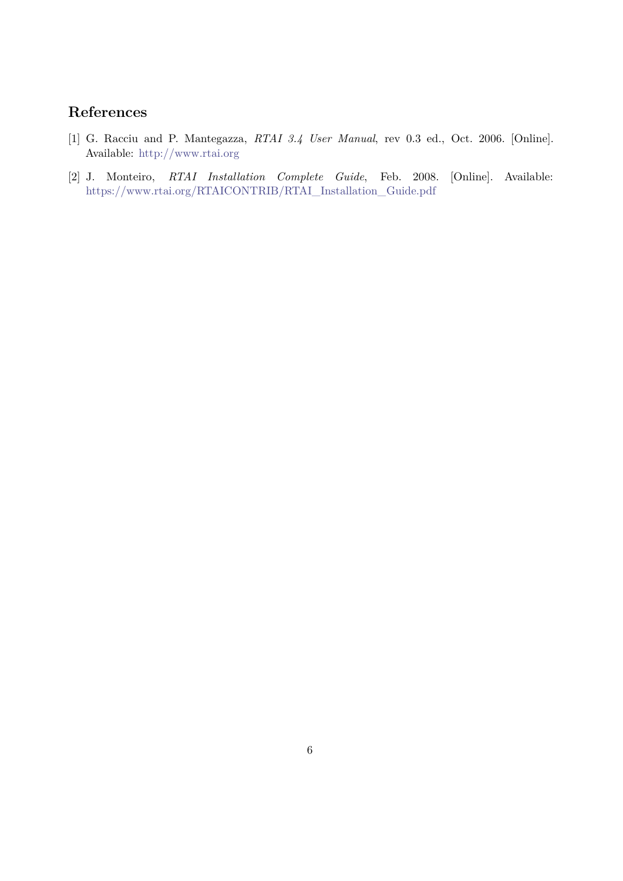## References

[1] G. Racciu and P. Mantegazza, *RTAI 3.4 User Manual*, rev 0.3 ed., Oct. 2006. [Online]. Available: http://www.rtai.org

[2] J. Monteiro, *RTAI Installation Complete Guide*, Feb. 2008. [Online]. Available: https://www.rtai.org/RTAICONTRIB/RTAI_Installation_Guide.pdf